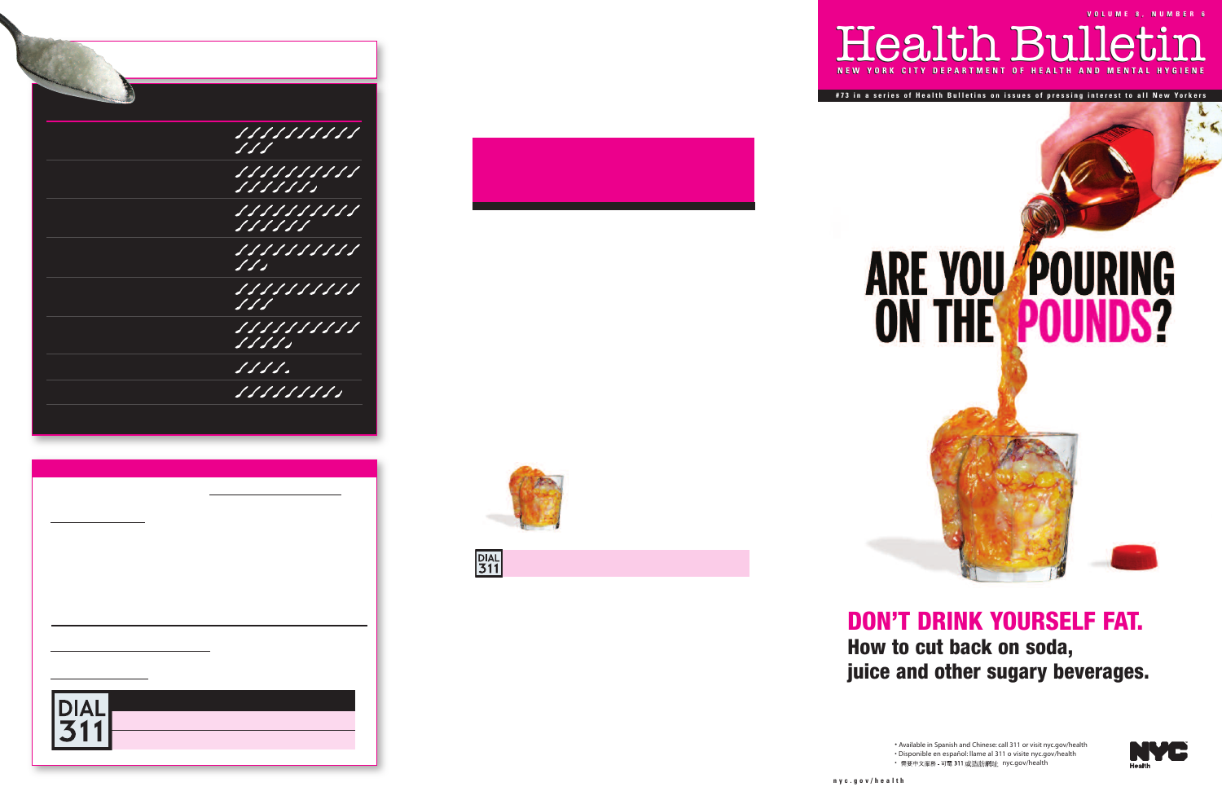VOLUME 8, NUMBER 6

# Health Bulletin

NEW YORK CITY DEPARTMENT OF HEALTH AND MENTAL HYGIENE

#73 in a series of Health Bulletins on issues of pressing interest to all New Yorkers

# ARE YOU POURING ON THE POUNDS?

## DON'T DRINK YOURSELF FAT.

### How to cut back on soda, juice and other sugary beverages.

- Available in Spanish and Chinese: call 311 or visit nyc.gov/health
- Disponible en español: llame al 311 o visite nyc.gov/health
- 備有中文版本 - 可電 311 或造訪網址: nyc.gov/health

nyc.gov/health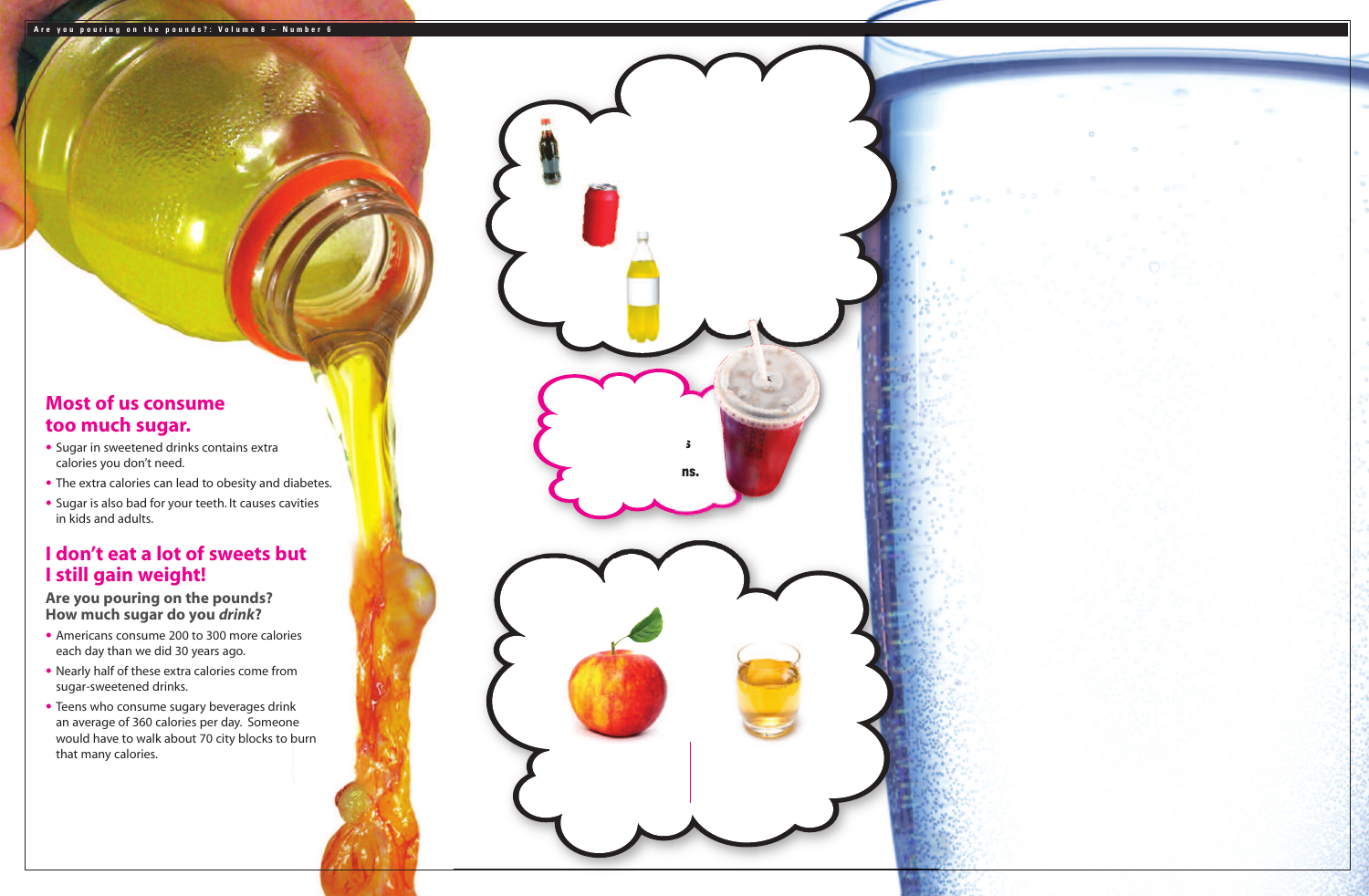## Most of us consume too much sugar.

- Sugar in sweetened drinks contains extra calories you don't need.
- The extra calories can lead to obesity and diabetes.
- Sugar is also bad for your teeth. It causes cavities in kids and adults.

## I don't eat a lot of sweets but I still gain weight!

**Are you pouring on the pounds? How much sugar do you *drink*?**

- Americans consume 200 to 300 more calories each day than we did 30 years ago.
- Nearly half of these extra calories come from sugar-sweetened drinks.
- Teens who consume sugary beverages drink an average of 360 calories per day. Someone would have to walk about 70 city blocks to burn that many calories.

s

ns.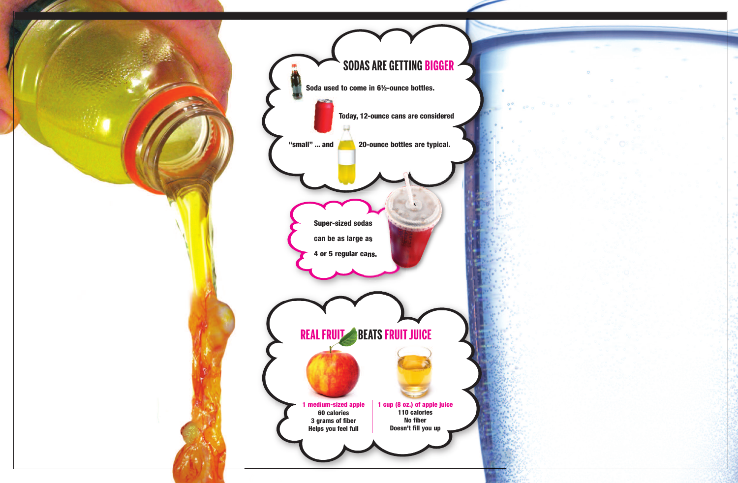## SODAS ARE GETTING BIGGER

Soda used to come in 6½-ounce bottles.

Today, 12-ounce cans are considered "small" ... and 20-ounce bottles are typical.

Super-sized sodas can be as large as 4 or 5 regular cans.

## REAL FRUIT BEATS FRUIT JUICE

| 1 medium-sized apple | 1 cup (8 oz.) of apple juice |
| --- | --- |
| 60 calories | 110 calories |
| 3 grams of fiber | No fiber |
| Helps you feel full | Doesn't fill you up |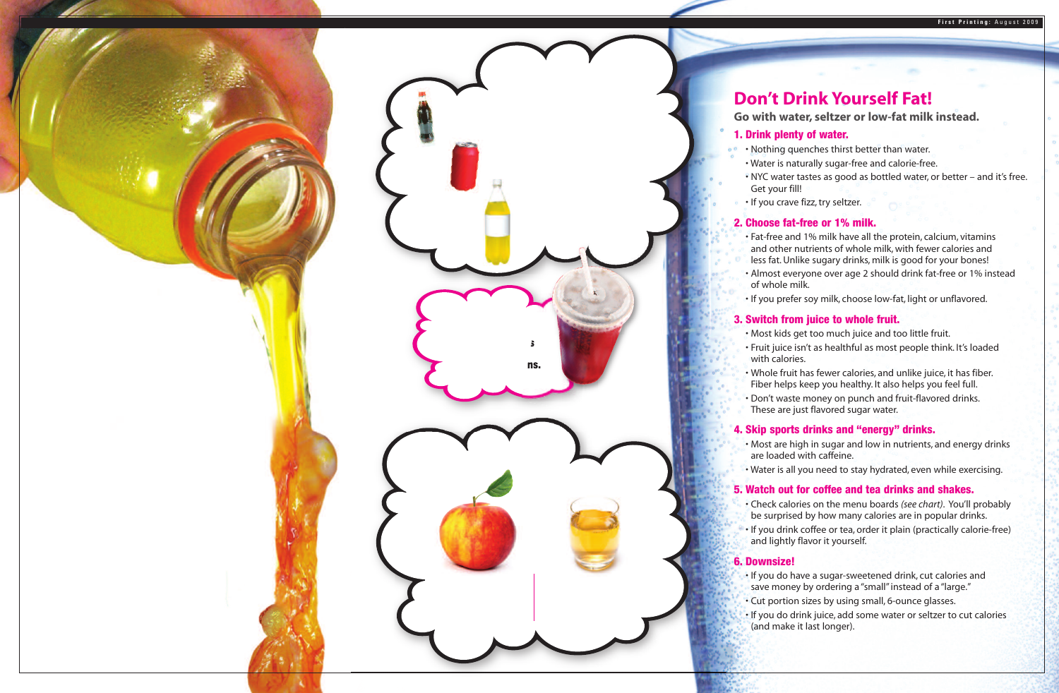# Don't Drink Yourself Fat!

**Go with water, seltzer or low-fat milk instead.**

## 1. Drink plenty of water.

- Nothing quenches thirst better than water.
- Water is naturally sugar-free and calorie-free.
- NYC water tastes as good as bottled water, or better – and it's free. Get your fill!
- If you crave fizz, try seltzer.

## 2. Choose fat-free or 1% milk.

- Fat-free and 1% milk have all the protein, calcium, vitamins and other nutrients of whole milk, with fewer calories and less fat. Unlike sugary drinks, milk is good for your bones!
- Almost everyone over age 2 should drink fat-free or 1% instead of whole milk.
- If you prefer soy milk, choose low-fat, light or unflavored.

## 3. Switch from juice to whole fruit.

- Most kids get too much juice and too little fruit.
- Fruit juice isn't as healthful as most people think. It's loaded with calories.
- Whole fruit has fewer calories, and unlike juice, it has fiber. Fiber helps keep you healthy. It also helps you feel full.
- Don't waste money on punch and fruit-flavored drinks. These are just flavored sugar water.

## 4. Skip sports drinks and "energy" drinks.

- Most are high in sugar and low in nutrients, and energy drinks are loaded with caffeine.
- Water is all you need to stay hydrated, even while exercising.

## 5. Watch out for coffee and tea drinks and shakes.

- Check calories on the menu boards *(see chart)*. You'll probably be surprised by how many calories are in popular drinks.
- If you drink coffee or tea, order it plain (practically calorie-free) and lightly flavor it yourself.

## 6. Downsize!

- If you do have a sugar-sweetened drink, cut calories and save money by ordering a "small" instead of a "large."
- Cut portion sizes by using small, 6-ounce glasses.
- If you do drink juice, add some water or seltzer to cut calories (and make it last longer).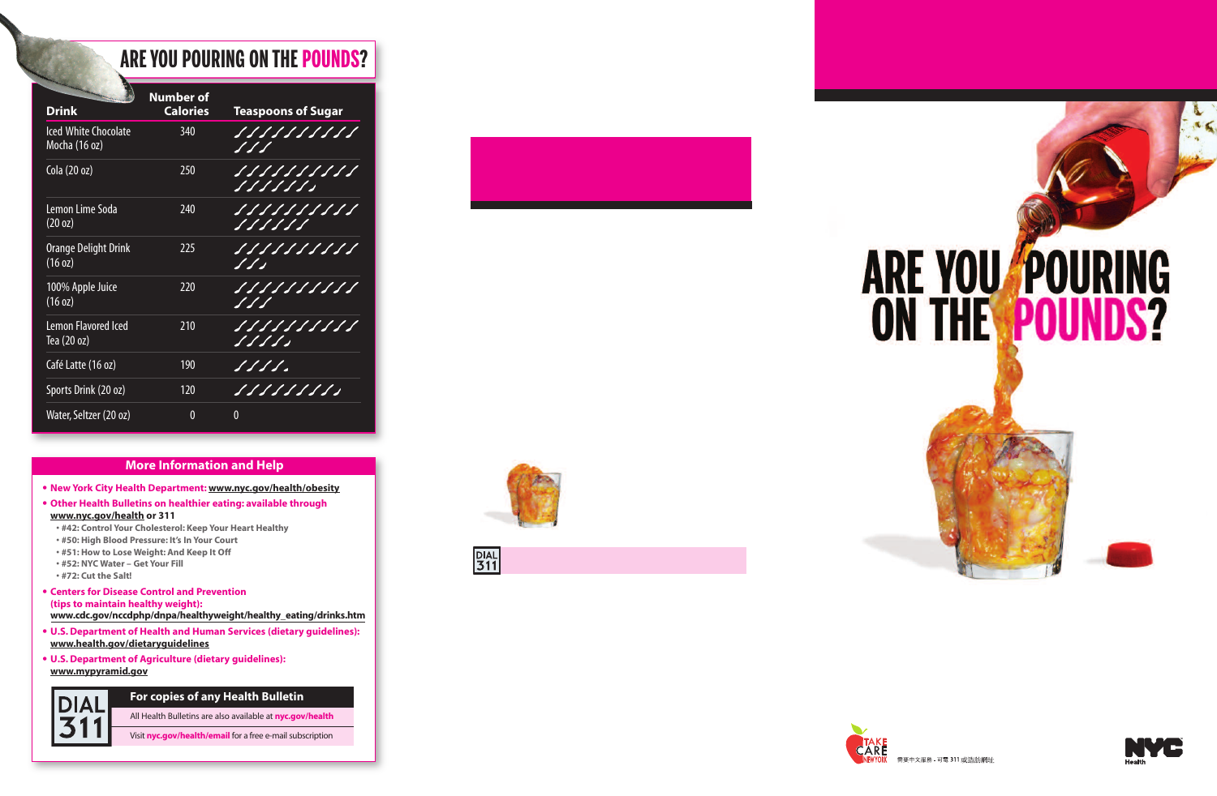## ARE YOU POURING ON THE POUNDS?

| Drink | Number of Calories | Teaspoons of Sugar |
|---|---|---|
| Iced White Chocolate Mocha (16 oz) | 340 | ///////////// |
| Cola (20 oz) | 250 | ///////////////// |
| Lemon Lime Soda (20 oz) | 240 | //////////////// |
| Orange Delight Drink (16 oz) | 225 | ///////////// |
| 100% Apple Juice (16 oz) | 220 | ///////////// |
| Lemon Flavored Iced Tea (20 oz) | 210 | /////////////// |
| Café Latte (16 oz) | 190 | ///// |
| Sports Drink (20 oz) | 120 | ///////// |
| Water, Seltzer (20 oz) | 0 | 0 |

## More Information and Help

- **New York City Health Department:** www.nyc.gov/health/obesity
- **Other Health Bulletins on healthier eating: available through www.nyc.gov/health or 311**
  - #42: Control Your Cholesterol: Keep Your Heart Healthy
  - #50: High Blood Pressure: It's In Your Court
  - #51: How to Lose Weight: And Keep It Off
  - #52: NYC Water – Get Your Fill
  - #72: Cut the Salt!
- **Centers for Disease Control and Prevention (tips to maintain healthy weight):** www.cdc.gov/nccdphp/dnpa/healthyweight/healthy_eating/drinks.htm
- **U.S. Department of Health and Human Services (dietary guidelines):** www.health.gov/dietaryguidelines
- **U.S. Department of Agriculture (dietary guidelines):** www.mypyramid.gov

**DIAL 311**

**For copies of any Health Bulletin**

All Health Bulletins are also available at **nyc.gov/health**

Visit **nyc.gov/health/email** for a free e-mail subscription

DIAL 311

# ARE YOU POURING ON THE POUNDS?

TAKE CARE NEW YORK

需要中文服務，可撥 311 或造訪網址

NYC Health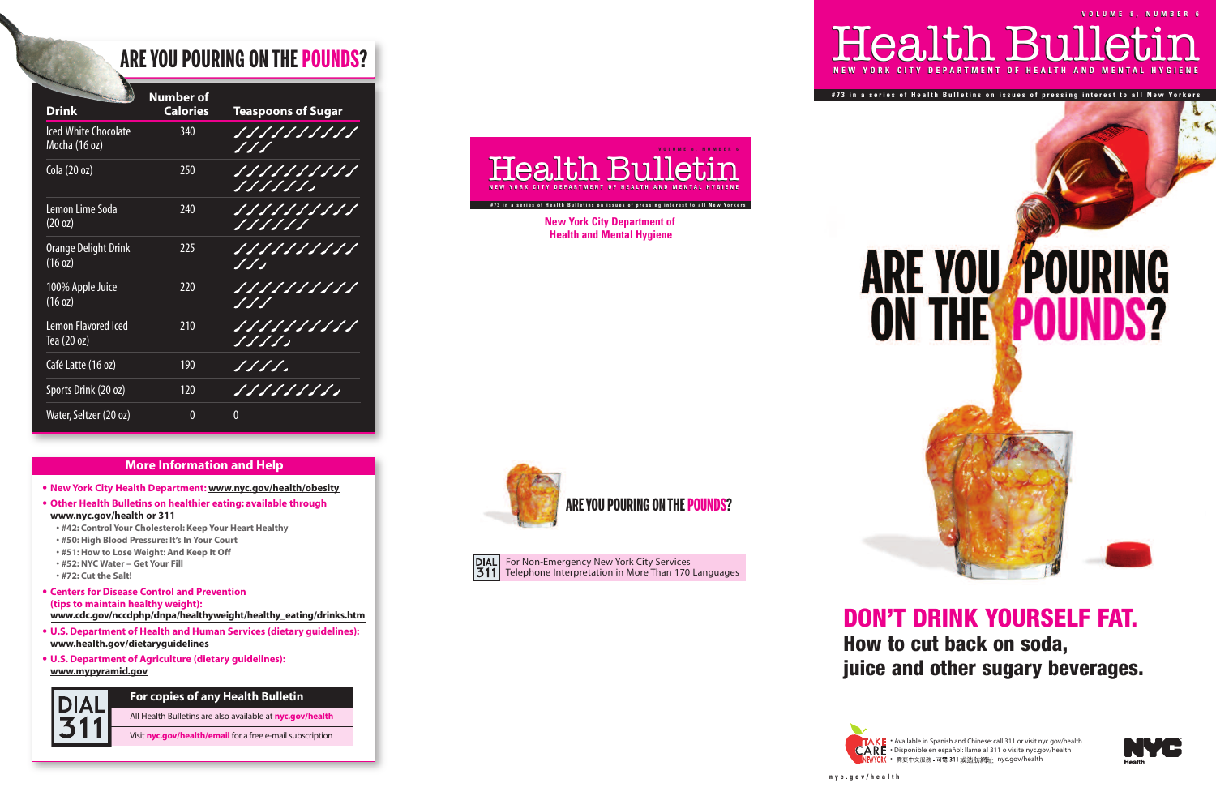# ARE YOU POURING ON THE POUNDS?

| Drink | Number of Calories | Teaspoons of Sugar |
|---|---|---|
| Iced White Chocolate Mocha (16 oz) | 340 | |
| Cola (20 oz) | 250 | |
| Lemon Lime Soda (20 oz) | 240 | |
| Orange Delight Drink (16 oz) | 225 | |
| 100% Apple Juice (16 oz) | 220 | |
| Lemon Flavored Iced Tea (20 oz) | 210 | |
| Café Latte (16 oz) | 190 | |
| Sports Drink (20 oz) | 120 | |
| Water, Seltzer (20 oz) | 0 | 0 |

## More Information and Help

- **New York City Health Department: www.nyc.gov/health/obesity**
- **Other Health Bulletins on healthier eating: available through www.nyc.gov/health or 311**
  - #42: Control Your Cholesterol: Keep Your Heart Healthy
  - #50: High Blood Pressure: It's In Your Court
  - #51: How to Lose Weight: And Keep It Off
  - #52: NYC Water – Get Your Fill
  - #72: Cut the Salt!
- **Centers for Disease Control and Prevention (tips to maintain healthy weight): www.cdc.gov/nccdphp/dnpa/healthyweight/healthy_eating/drinks.htm**
- **U.S. Department of Health and Human Services (dietary guidelines): www.health.gov/dietaryguidelines**
- **U.S. Department of Agriculture (dietary guidelines): www.mypyramid.gov**

DIAL 311

**For copies of any Health Bulletin**

All Health Bulletins are also available at **nyc.gov/health**

Visit **nyc.gov/health/email** for a free e-mail subscription

---

VOLUME 8, NUMBER 6

# Health Bulletin

NEW YORK CITY DEPARTMENT OF HEALTH AND MENTAL HYGIENE

#73 in a series of Health Bulletins on issues of pressing interest to all New Yorkers

**New York City Department of Health and Mental Hygiene**

ARE YOU POURING ON THE POUNDS?

DIAL 311 For Non-Emergency New York City Services
Telephone Interpretation in More Than 170 Languages

---

VOLUME 8, NUMBER 6

# Health Bulletin

NEW YORK CITY DEPARTMENT OF HEALTH AND MENTAL HYGIENE

#73 in a series of Health Bulletins on issues of pressing interest to all New Yorkers

# ARE YOU POURING ON THE POUNDS?

## DON'T DRINK YOURSELF FAT.

### How to cut back on soda, juice and other sugary beverages.

TAKE CARE NEW YORK

- Available in Spanish and Chinese: call 311 or visit nyc.gov/health
- Disponible en español: llame al 311 o visite nyc.gov/health
- 需要中文服務，可電 311 或造訪網址: nyc.gov/health

NYC Health

nyc.gov/health